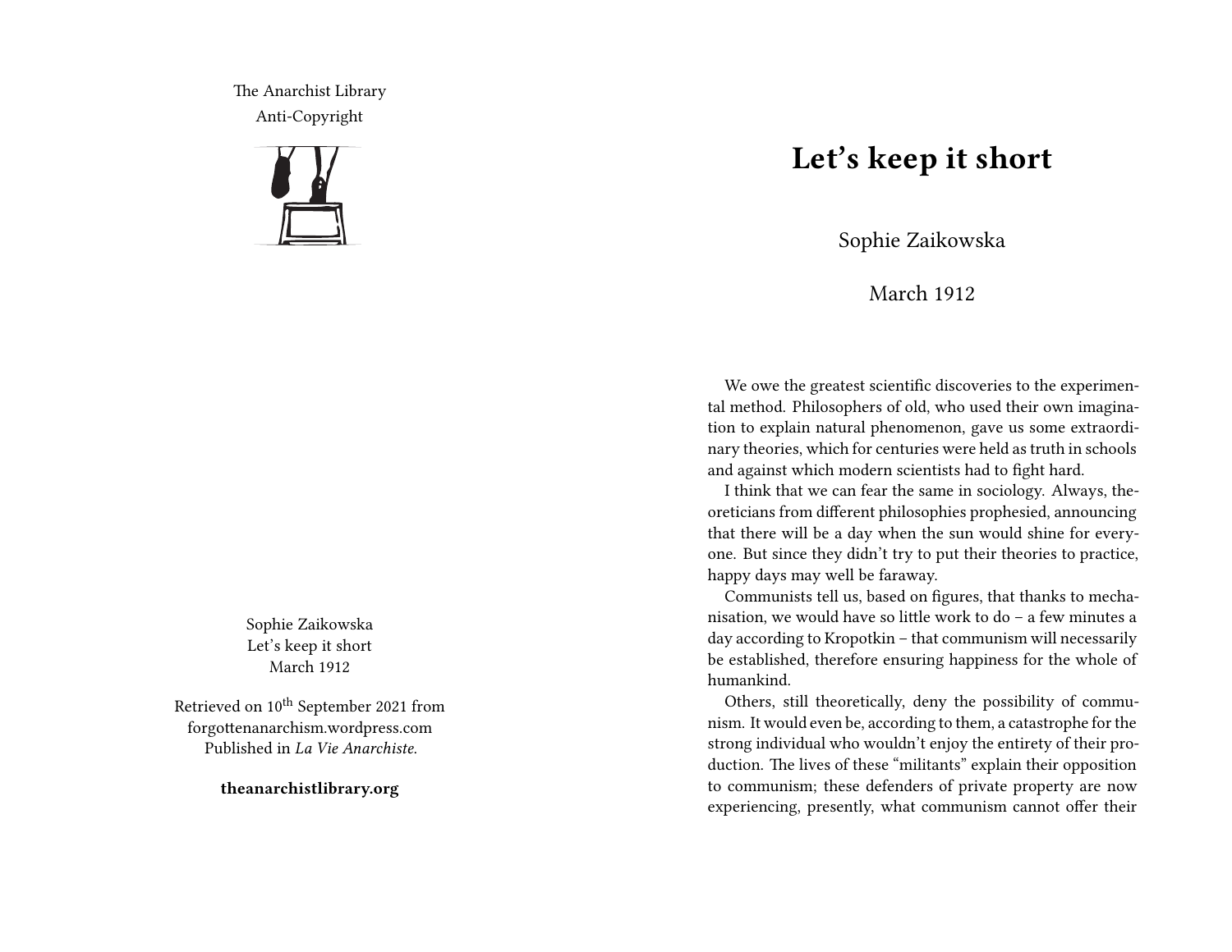The Anarchist Library
Anti-Copyright

Sophie Zaikowska
Let's keep it short
March 1912

Retrieved on 10th September 2021 from forgottenanarchism.wordpress.com
Published in *La Vie Anarchiste*.

**theanarchistlibrary.org**

# Let's keep it short

Sophie Zaikowska

March 1912

We owe the greatest scientific discoveries to the experimental method. Philosophers of old, who used their own imagination to explain natural phenomenon, gave us some extraordinary theories, which for centuries were held as truth in schools and against which modern scientists had to fight hard.

I think that we can fear the same in sociology. Always, theoreticians from different philosophies prophesied, announcing that there will be a day when the sun would shine for everyone. But since they didn't try to put their theories to practice, happy days may well be faraway.

Communists tell us, based on figures, that thanks to mechanisation, we would have so little work to do – a few minutes a day according to Kropotkin – that communism will necessarily be established, therefore ensuring happiness for the whole of humankind.

Others, still theoretically, deny the possibility of communism. It would even be, according to them, a catastrophe for the strong individual who wouldn't enjoy the entirety of their production. The lives of these "militants" explain their opposition to communism; these defenders of private property are now experiencing, presently, what communism cannot offer their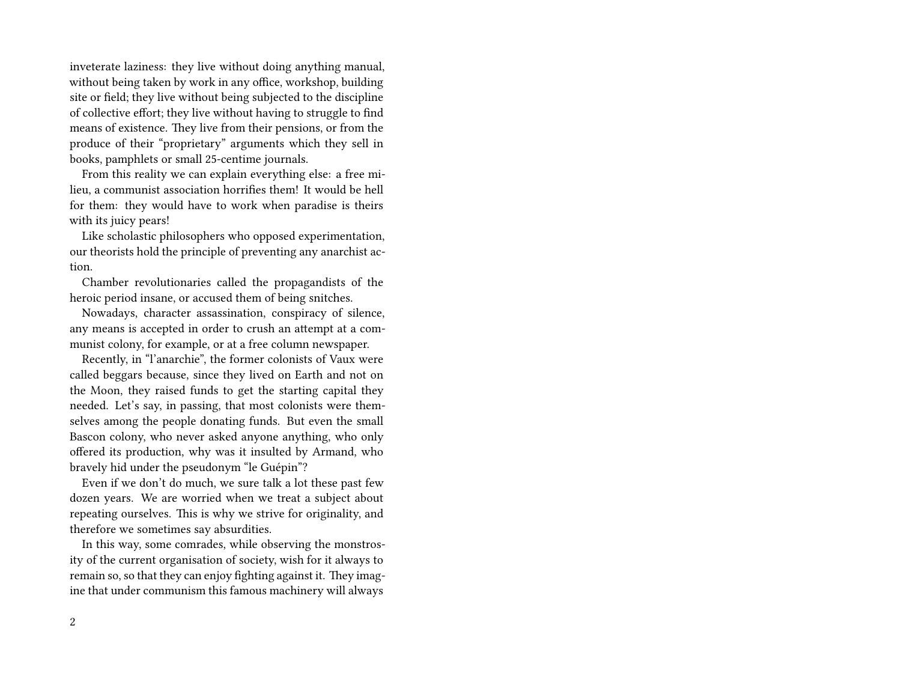inveterate laziness: they live without doing anything manual, without being taken by work in any office, workshop, building site or field; they live without being subjected to the discipline of collective effort; they live without having to struggle to find means of existence. They live from their pensions, or from the produce of their "proprietary" arguments which they sell in books, pamphlets or small 25-centime journals.

From this reality we can explain everything else: a free milieu, a communist association horrifies them! It would be hell for them: they would have to work when paradise is theirs with its juicy pears!

Like scholastic philosophers who opposed experimentation, our theorists hold the principle of preventing any anarchist action.

Chamber revolutionaries called the propagandists of the heroic period insane, or accused them of being snitches.

Nowadays, character assassination, conspiracy of silence, any means is accepted in order to crush an attempt at a communist colony, for example, or at a free column newspaper.

Recently, in "l'anarchie", the former colonists of Vaux were called beggars because, since they lived on Earth and not on the Moon, they raised funds to get the starting capital they needed. Let's say, in passing, that most colonists were themselves among the people donating funds. But even the small Bascon colony, who never asked anyone anything, who only offered its production, why was it insulted by Armand, who bravely hid under the pseudonym "le Guépin"?

Even if we don't do much, we sure talk a lot these past few dozen years. We are worried when we treat a subject about repeating ourselves. This is why we strive for originality, and therefore we sometimes say absurdities.

In this way, some comrades, while observing the monstrosity of the current organisation of society, wish for it always to remain so, so that they can enjoy fighting against it. They imagine that under communism this famous machinery will always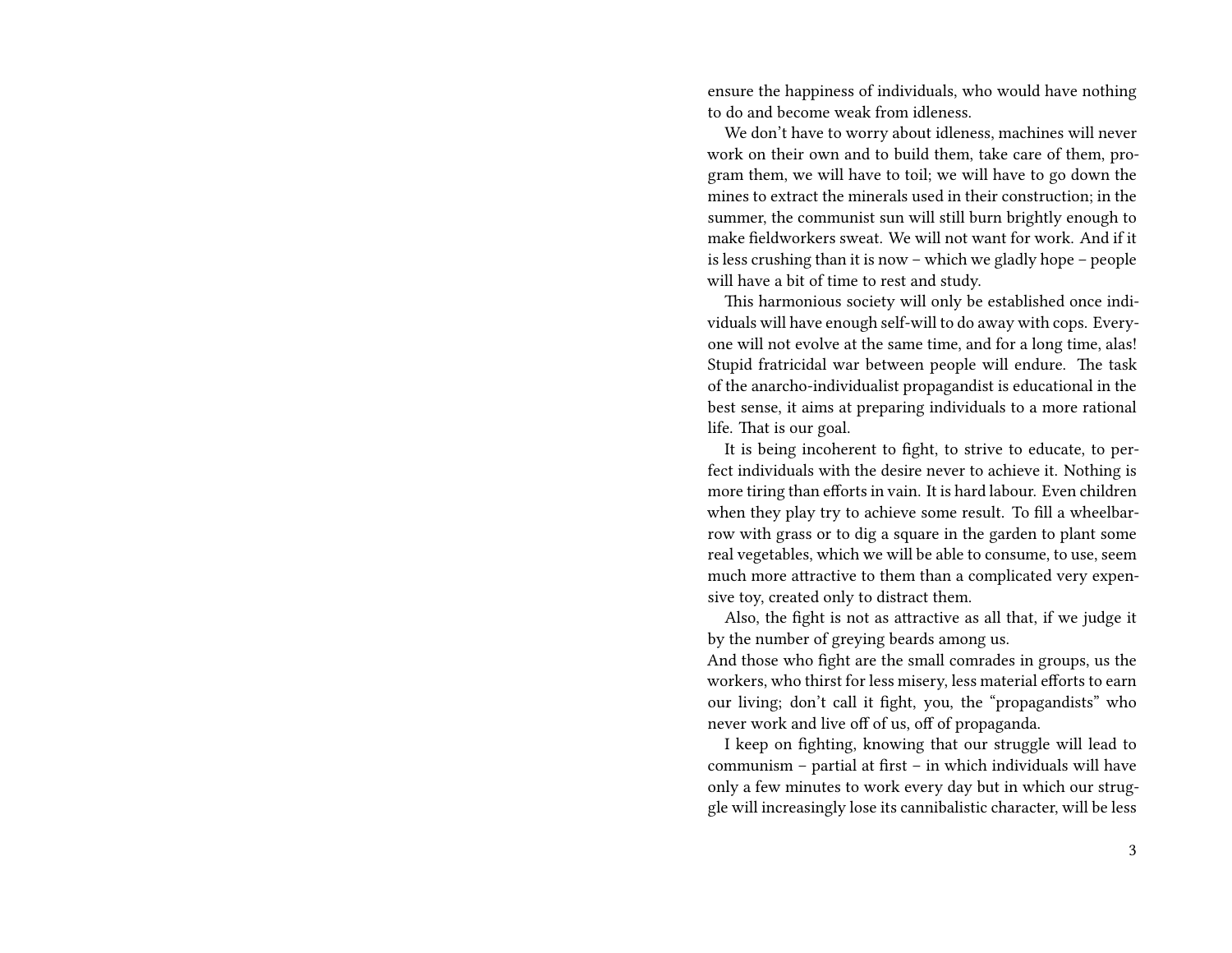ensure the happiness of individuals, who would have nothing to do and become weak from idleness.

We don't have to worry about idleness, machines will never work on their own and to build them, take care of them, program them, we will have to toil; we will have to go down the mines to extract the minerals used in their construction; in the summer, the communist sun will still burn brightly enough to make fieldworkers sweat. We will not want for work. And if it is less crushing than it is now – which we gladly hope – people will have a bit of time to rest and study.

This harmonious society will only be established once individuals will have enough self-will to do away with cops. Everyone will not evolve at the same time, and for a long time, alas! Stupid fratricidal war between people will endure. The task of the anarcho-individualist propagandist is educational in the best sense, it aims at preparing individuals to a more rational life. That is our goal.

It is being incoherent to fight, to strive to educate, to perfect individuals with the desire never to achieve it. Nothing is more tiring than efforts in vain. It is hard labour. Even children when they play try to achieve some result. To fill a wheelbarrow with grass or to dig a square in the garden to plant some real vegetables, which we will be able to consume, to use, seem much more attractive to them than a complicated very expensive toy, created only to distract them.

Also, the fight is not as attractive as all that, if we judge it by the number of greying beards among us.

And those who fight are the small comrades in groups, us the workers, who thirst for less misery, less material efforts to earn our living; don't call it fight, you, the "propagandists" who never work and live off of us, off of propaganda.

I keep on fighting, knowing that our struggle will lead to communism – partial at first – in which individuals will have only a few minutes to work every day but in which our struggle will increasingly lose its cannibalistic character, will be less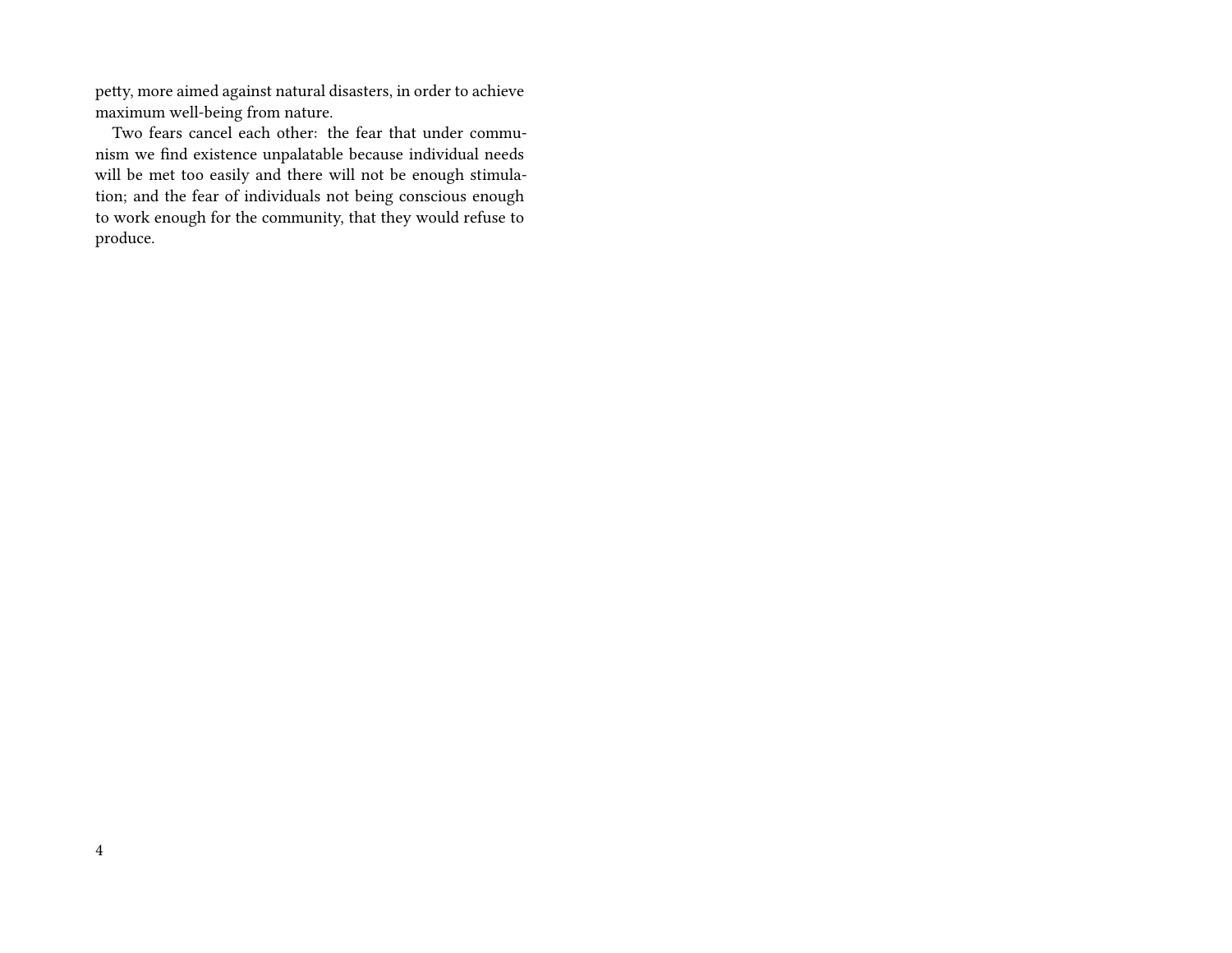petty, more aimed against natural disasters, in order to achieve maximum well-being from nature.

Two fears cancel each other: the fear that under communism we find existence unpalatable because individual needs will be met too easily and there will not be enough stimulation; and the fear of individuals not being conscious enough to work enough for the community, that they would refuse to produce.